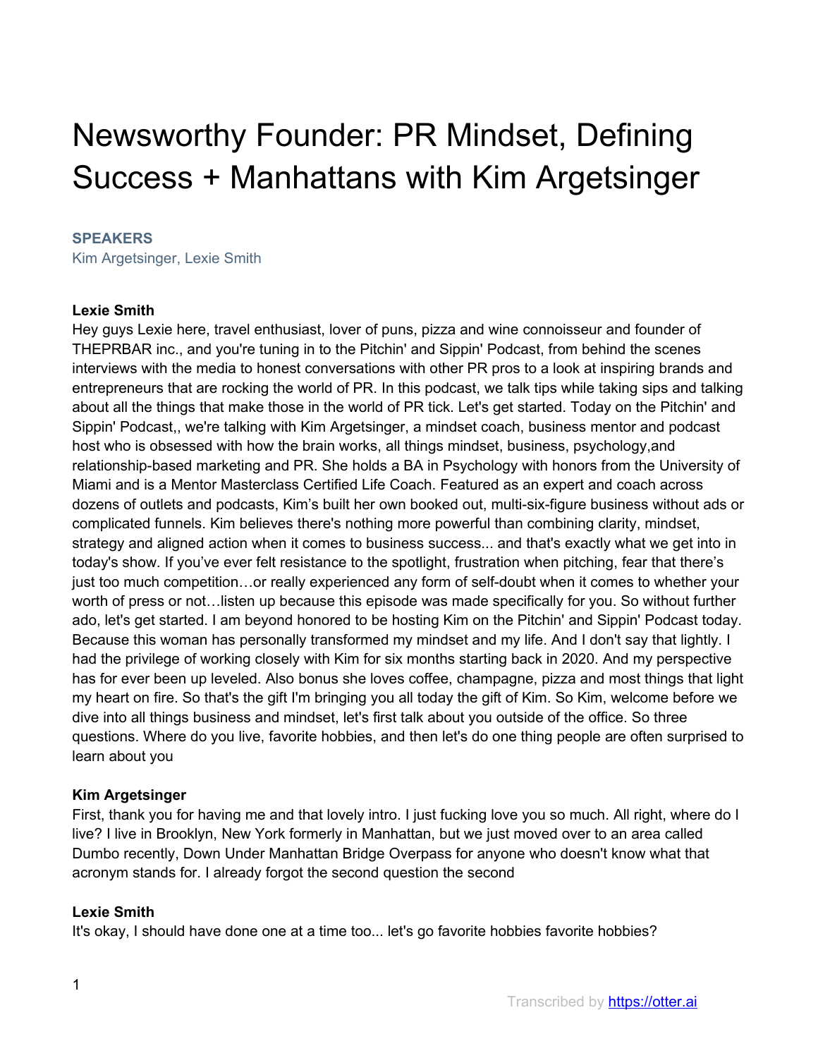# Newsworthy Founder: PR Mindset, Defining Success + Manhattans with Kim Argetsinger

### SPEAKERS

Kim Argetsinger, Lexie Smith

**Lexie Smith**
Hey guys Lexie here, travel enthusiast, lover of puns, pizza and wine connoisseur and founder of THEPRBAR inc., and you're tuning in to the Pitchin' and Sippin' Podcast, from behind the scenes interviews with the media to honest conversations with other PR pros to a look at inspiring brands and entrepreneurs that are rocking the world of PR. In this podcast, we talk tips while taking sips and talking about all the things that make those in the world of PR tick. Let's get started. Today on the Pitchin' and Sippin' Podcast,, we're talking with Kim Argetsinger, a mindset coach, business mentor and podcast host who is obsessed with how the brain works, all things mindset, business, psychology,and relationship-based marketing and PR. She holds a BA in Psychology with honors from the University of Miami and is a Mentor Masterclass Certified Life Coach. Featured as an expert and coach across dozens of outlets and podcasts, Kim's built her own booked out, multi-six-figure business without ads or complicated funnels. Kim believes there's nothing more powerful than combining clarity, mindset, strategy and aligned action when it comes to business success... and that's exactly what we get into in today's show. If you've ever felt resistance to the spotlight, frustration when pitching, fear that there's just too much competition…or really experienced any form of self-doubt when it comes to whether your worth of press or not…listen up because this episode was made specifically for you. So without further ado, let's get started. I am beyond honored to be hosting Kim on the Pitchin' and Sippin' Podcast today. Because this woman has personally transformed my mindset and my life. And I don't say that lightly. I had the privilege of working closely with Kim for six months starting back in 2020. And my perspective has for ever been up leveled. Also bonus she loves coffee, champagne, pizza and most things that light my heart on fire. So that's the gift I'm bringing you all today the gift of Kim. So Kim, welcome before we dive into all things business and mindset, let's first talk about you outside of the office. So three questions. Where do you live, favorite hobbies, and then let's do one thing people are often surprised to learn about you

**Kim Argetsinger**
First, thank you for having me and that lovely intro. I just fucking love you so much. All right, where do I live? I live in Brooklyn, New York formerly in Manhattan, but we just moved over to an area called Dumbo recently, Down Under Manhattan Bridge Overpass for anyone who doesn't know what that acronym stands for. I already forgot the second question the second

**Lexie Smith**
It's okay, I should have done one at a time too... let's go favorite hobbies favorite hobbies?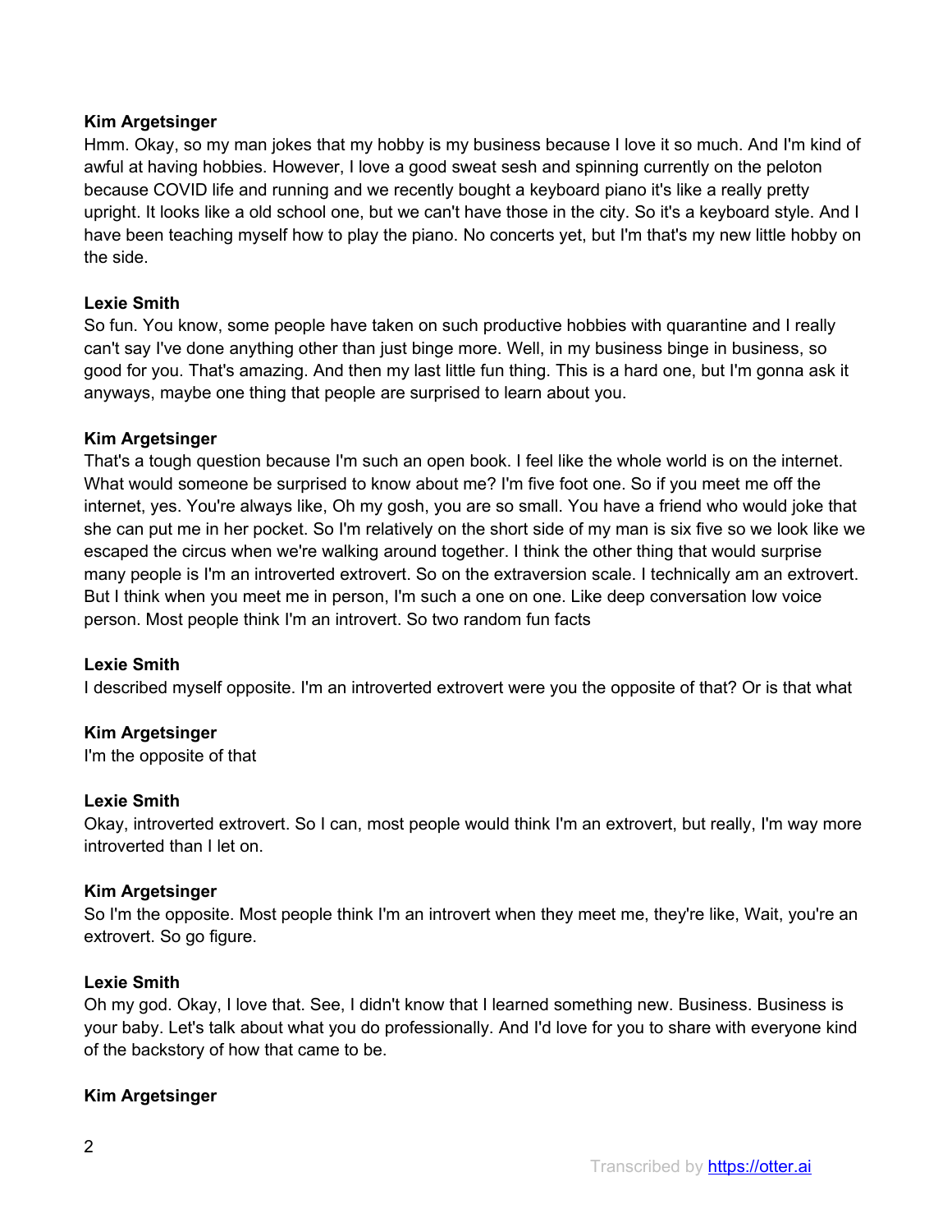**Kim Argetsinger**
Hmm. Okay, so my man jokes that my hobby is my business because I love it so much. And I'm kind of awful at having hobbies. However, I love a good sweat sesh and spinning currently on the peloton because COVID life and running and we recently bought a keyboard piano it's like a really pretty upright. It looks like a old school one, but we can't have those in the city. So it's a keyboard style. And I have been teaching myself how to play the piano. No concerts yet, but I'm that's my new little hobby on the side.

**Lexie Smith**
So fun. You know, some people have taken on such productive hobbies with quarantine and I really can't say I've done anything other than just binge more. Well, in my business binge in business, so good for you. That's amazing. And then my last little fun thing. This is a hard one, but I'm gonna ask it anyways, maybe one thing that people are surprised to learn about you.

**Kim Argetsinger**
That's a tough question because I'm such an open book. I feel like the whole world is on the internet. What would someone be surprised to know about me? I'm five foot one. So if you meet me off the internet, yes. You're always like, Oh my gosh, you are so small. You have a friend who would joke that she can put me in her pocket. So I'm relatively on the short side of my man is six five so we look like we escaped the circus when we're walking around together. I think the other thing that would surprise many people is I'm an introverted extrovert. So on the extraversion scale. I technically am an extrovert. But I think when you meet me in person, I'm such a one on one. Like deep conversation low voice person. Most people think I'm an introvert. So two random fun facts

**Lexie Smith**
I described myself opposite. I'm an introverted extrovert were you the opposite of that? Or is that what

**Kim Argetsinger**
I'm the opposite of that

**Lexie Smith**
Okay, introverted extrovert. So I can, most people would think I'm an extrovert, but really, I'm way more introverted than I let on.

**Kim Argetsinger**
So I'm the opposite. Most people think I'm an introvert when they meet me, they're like, Wait, you're an extrovert. So go figure.

**Lexie Smith**
Oh my god. Okay, I love that. See, I didn't know that I learned something new. Business. Business is your baby. Let's talk about what you do professionally. And I'd love for you to share with everyone kind of the backstory of how that came to be.

**Kim Argetsinger**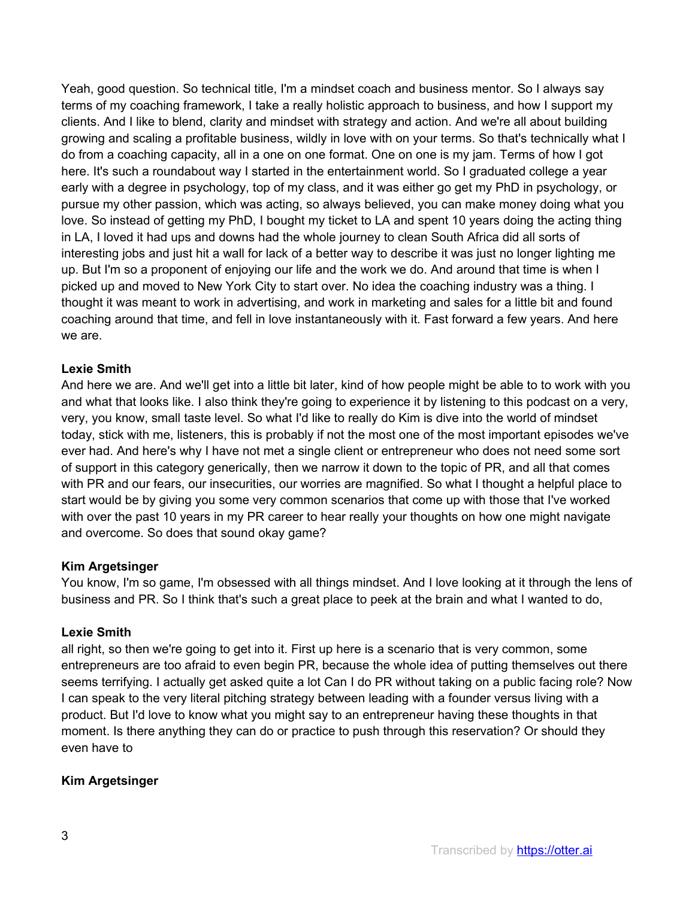Yeah, good question. So technical title, I'm a mindset coach and business mentor. So I always say terms of my coaching framework, I take a really holistic approach to business, and how I support my clients. And I like to blend, clarity and mindset with strategy and action. And we're all about building growing and scaling a profitable business, wildly in love with on your terms. So that's technically what I do from a coaching capacity, all in a one on one format. One on one is my jam. Terms of how I got here. It's such a roundabout way I started in the entertainment world. So I graduated college a year early with a degree in psychology, top of my class, and it was either go get my PhD in psychology, or pursue my other passion, which was acting, so always believed, you can make money doing what you love. So instead of getting my PhD, I bought my ticket to LA and spent 10 years doing the acting thing in LA, I loved it had ups and downs had the whole journey to clean South Africa did all sorts of interesting jobs and just hit a wall for lack of a better way to describe it was just no longer lighting me up. But I'm so a proponent of enjoying our life and the work we do. And around that time is when I picked up and moved to New York City to start over. No idea the coaching industry was a thing. I thought it was meant to work in advertising, and work in marketing and sales for a little bit and found coaching around that time, and fell in love instantaneously with it. Fast forward a few years. And here we are.

**Lexie Smith**
And here we are. And we'll get into a little bit later, kind of how people might be able to to work with you and what that looks like. I also think they're going to experience it by listening to this podcast on a very, very, you know, small taste level. So what I'd like to really do Kim is dive into the world of mindset today, stick with me, listeners, this is probably if not the most one of the most important episodes we've ever had. And here's why I have not met a single client or entrepreneur who does not need some sort of support in this category generically, then we narrow it down to the topic of PR, and all that comes with PR and our fears, our insecurities, our worries are magnified. So what I thought a helpful place to start would be by giving you some very common scenarios that come up with those that I've worked with over the past 10 years in my PR career to hear really your thoughts on how one might navigate and overcome. So does that sound okay game?

**Kim Argetsinger**
You know, I'm so game, I'm obsessed with all things mindset. And I love looking at it through the lens of business and PR. So I think that's such a great place to peek at the brain and what I wanted to do,

**Lexie Smith**
all right, so then we're going to get into it. First up here is a scenario that is very common, some entrepreneurs are too afraid to even begin PR, because the whole idea of putting themselves out there seems terrifying. I actually get asked quite a lot Can I do PR without taking on a public facing role? Now I can speak to the very literal pitching strategy between leading with a founder versus living with a product. But I'd love to know what you might say to an entrepreneur having these thoughts in that moment. Is there anything they can do or practice to push through this reservation? Or should they even have to

**Kim Argetsinger**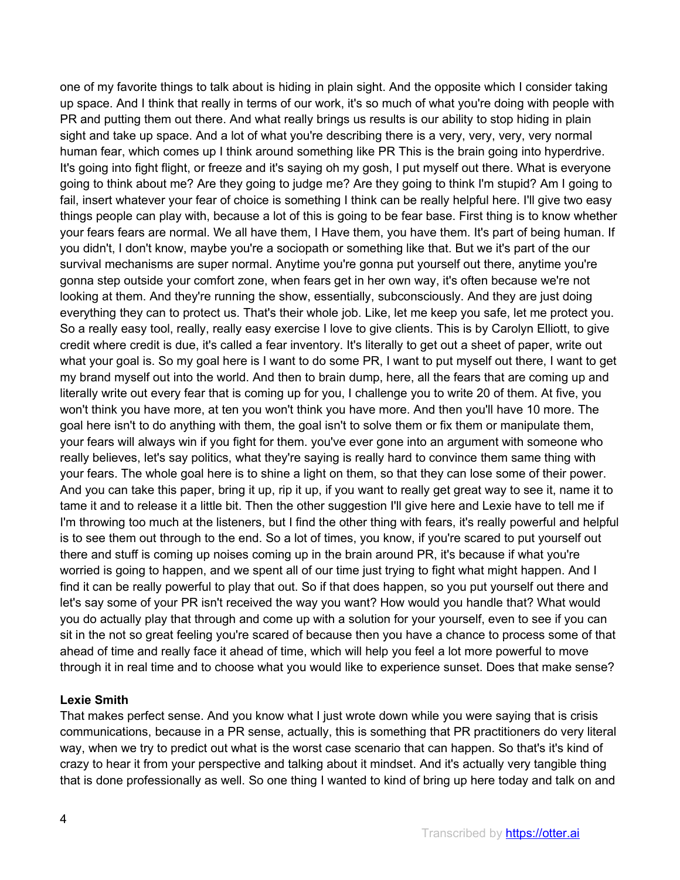one of my favorite things to talk about is hiding in plain sight. And the opposite which I consider taking up space. And I think that really in terms of our work, it's so much of what you're doing with people with PR and putting them out there. And what really brings us results is our ability to stop hiding in plain sight and take up space. And a lot of what you're describing there is a very, very, very, very normal human fear, which comes up I think around something like PR This is the brain going into hyperdrive. It's going into fight flight, or freeze and it's saying oh my gosh, I put myself out there. What is everyone going to think about me? Are they going to judge me? Are they going to think I'm stupid? Am I going to fail, insert whatever your fear of choice is something I think can be really helpful here. I'll give two easy things people can play with, because a lot of this is going to be fear base. First thing is to know whether your fears fears are normal. We all have them, I Have them, you have them. It's part of being human. If you didn't, I don't know, maybe you're a sociopath or something like that. But we it's part of the our survival mechanisms are super normal. Anytime you're gonna put yourself out there, anytime you're gonna step outside your comfort zone, when fears get in her own way, it's often because we're not looking at them. And they're running the show, essentially, subconsciously. And they are just doing everything they can to protect us. That's their whole job. Like, let me keep you safe, let me protect you. So a really easy tool, really, really easy exercise I love to give clients. This is by Carolyn Elliott, to give credit where credit is due, it's called a fear inventory. It's literally to get out a sheet of paper, write out what your goal is. So my goal here is I want to do some PR, I want to put myself out there, I want to get my brand myself out into the world. And then to brain dump, here, all the fears that are coming up and literally write out every fear that is coming up for you, I challenge you to write 20 of them. At five, you won't think you have more, at ten you won't think you have more. And then you'll have 10 more. The goal here isn't to do anything with them, the goal isn't to solve them or fix them or manipulate them, your fears will always win if you fight for them. you've ever gone into an argument with someone who really believes, let's say politics, what they're saying is really hard to convince them same thing with your fears. The whole goal here is to shine a light on them, so that they can lose some of their power. And you can take this paper, bring it up, rip it up, if you want to really get great way to see it, name it to tame it and to release it a little bit. Then the other suggestion I'll give here and Lexie have to tell me if I'm throwing too much at the listeners, but I find the other thing with fears, it's really powerful and helpful is to see them out through to the end. So a lot of times, you know, if you're scared to put yourself out there and stuff is coming up noises coming up in the brain around PR, it's because if what you're worried is going to happen, and we spent all of our time just trying to fight what might happen. And I find it can be really powerful to play that out. So if that does happen, so you put yourself out there and let's say some of your PR isn't received the way you want? How would you handle that? What would you do actually play that through and come up with a solution for your yourself, even to see if you can sit in the not so great feeling you're scared of because then you have a chance to process some of that ahead of time and really face it ahead of time, which will help you feel a lot more powerful to move through it in real time and to choose what you would like to experience sunset. Does that make sense?

**Lexie Smith**

That makes perfect sense. And you know what I just wrote down while you were saying that is crisis communications, because in a PR sense, actually, this is something that PR practitioners do very literal way, when we try to predict out what is the worst case scenario that can happen. So that's it's kind of crazy to hear it from your perspective and talking about it mindset. And it's actually very tangible thing that is done professionally as well. So one thing I wanted to kind of bring up here today and talk on and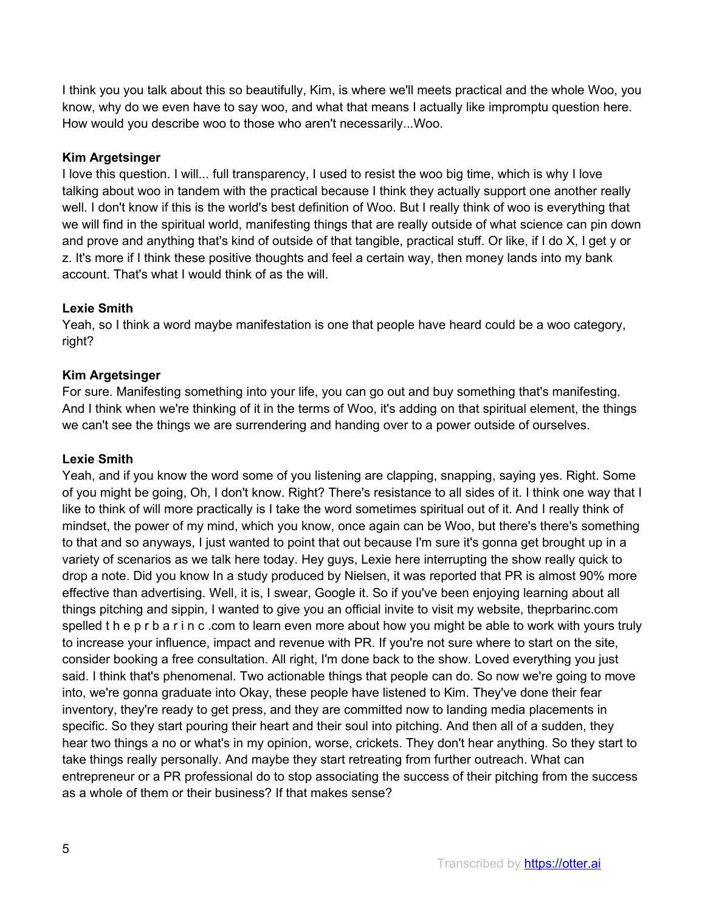I think you you talk about this so beautifully, Kim, is where we'll meets practical and the whole Woo, you know, why do we even have to say woo, and what that means I actually like impromptu question here. How would you describe woo to those who aren't necessarily...Woo.

**Kim Argetsinger**
I love this question. I will... full transparency, I used to resist the woo big time, which is why I love talking about woo in tandem with the practical because I think they actually support one another really well. I don't know if this is the world's best definition of Woo. But I really think of woo is everything that we will find in the spiritual world, manifesting things that are really outside of what science can pin down and prove and anything that's kind of outside of that tangible, practical stuff. Or like, if I do X, I get y or z. It's more if I think these positive thoughts and feel a certain way, then money lands into my bank account. That's what I would think of as the will.

**Lexie Smith**
Yeah, so I think a word maybe manifestation is one that people have heard could be a woo category, right?

**Kim Argetsinger**
For sure. Manifesting something into your life, you can go out and buy something that's manifesting. And I think when we're thinking of it in the terms of Woo, it's adding on that spiritual element, the things we can't see the things we are surrendering and handing over to a power outside of ourselves.

**Lexie Smith**
Yeah, and if you know the word some of you listening are clapping, snapping, saying yes. Right. Some of you might be going, Oh, I don't know. Right? There's resistance to all sides of it. I think one way that I like to think of will more practically is I take the word sometimes spiritual out of it. And I really think of mindset, the power of my mind, which you know, once again can be Woo, but there's there's something to that and so anyways, I just wanted to point that out because I'm sure it's gonna get brought up in a variety of scenarios as we talk here today. Hey guys, Lexie here interrupting the show really quick to drop a note. Did you know In a study produced by Nielsen, it was reported that PR is almost 90% more effective than advertising. Well, it is, I swear, Google it. So if you've been enjoying learning about all things pitching and sippin, I wanted to give you an official invite to visit my website, theprbarinc.com spelled t h e p r b a r i n c .com to learn even more about how you might be able to work with yours truly to increase your influence, impact and revenue with PR. If you're not sure where to start on the site, consider booking a free consultation. All right, I'm done back to the show. Loved everything you just said. I think that's phenomenal. Two actionable things that people can do. So now we're going to move into, we're gonna graduate into Okay, these people have listened to Kim. They've done their fear inventory, they're ready to get press, and they are committed now to landing media placements in specific. So they start pouring their heart and their soul into pitching. And then all of a sudden, they hear two things a no or what's in my opinion, worse, crickets. They don't hear anything. So they start to take things really personally. And maybe they start retreating from further outreach. What can entrepreneur or a PR professional do to stop associating the success of their pitching from the success as a whole of them or their business? If that makes sense?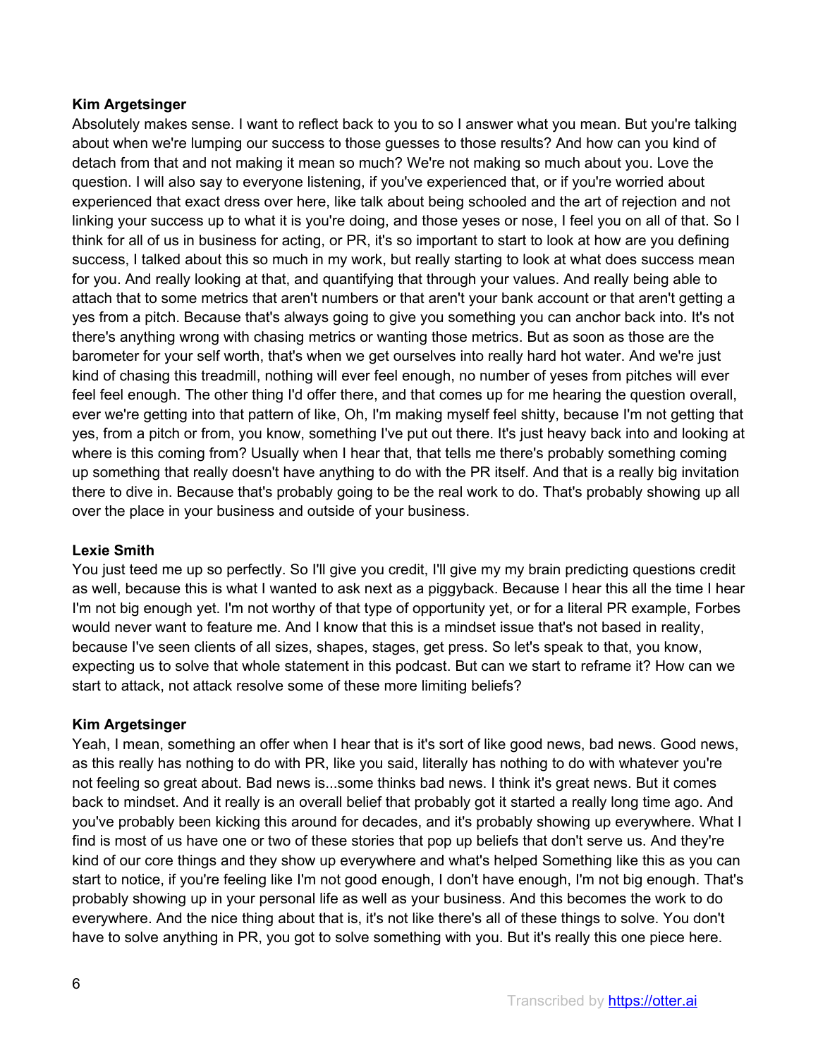**Kim Argetsinger**

Absolutely makes sense. I want to reflect back to you to so I answer what you mean. But you're talking about when we're lumping our success to those guesses to those results? And how can you kind of detach from that and not making it mean so much? We're not making so much about you. Love the question. I will also say to everyone listening, if you've experienced that, or if you're worried about experienced that exact dress over here, like talk about being schooled and the art of rejection and not linking your success up to what it is you're doing, and those yeses or nose, I feel you on all of that. So I think for all of us in business for acting, or PR, it's so important to start to look at how are you defining success, I talked about this so much in my work, but really starting to look at what does success mean for you. And really looking at that, and quantifying that through your values. And really being able to attach that to some metrics that aren't numbers or that aren't your bank account or that aren't getting a yes from a pitch. Because that's always going to give you something you can anchor back into. It's not there's anything wrong with chasing metrics or wanting those metrics. But as soon as those are the barometer for your self worth, that's when we get ourselves into really hard hot water. And we're just kind of chasing this treadmill, nothing will ever feel enough, no number of yeses from pitches will ever feel feel enough. The other thing I'd offer there, and that comes up for me hearing the question overall, ever we're getting into that pattern of like, Oh, I'm making myself feel shitty, because I'm not getting that yes, from a pitch or from, you know, something I've put out there. It's just heavy back into and looking at where is this coming from? Usually when I hear that, that tells me there's probably something coming up something that really doesn't have anything to do with the PR itself. And that is a really big invitation there to dive in. Because that's probably going to be the real work to do. That's probably showing up all over the place in your business and outside of your business.

**Lexie Smith**

You just teed me up so perfectly. So I'll give you credit, I'll give my my brain predicting questions credit as well, because this is what I wanted to ask next as a piggyback. Because I hear this all the time I hear I'm not big enough yet. I'm not worthy of that type of opportunity yet, or for a literal PR example, Forbes would never want to feature me. And I know that this is a mindset issue that's not based in reality, because I've seen clients of all sizes, shapes, stages, get press. So let's speak to that, you know, expecting us to solve that whole statement in this podcast. But can we start to reframe it? How can we start to attack, not attack resolve some of these more limiting beliefs?

**Kim Argetsinger**

Yeah, I mean, something an offer when I hear that is it's sort of like good news, bad news. Good news, as this really has nothing to do with PR, like you said, literally has nothing to do with whatever you're not feeling so great about. Bad news is...some thinks bad news. I think it's great news. But it comes back to mindset. And it really is an overall belief that probably got it started a really long time ago. And you've probably been kicking this around for decades, and it's probably showing up everywhere. What I find is most of us have one or two of these stories that pop up beliefs that don't serve us. And they're kind of our core things and they show up everywhere and what's helped Something like this as you can start to notice, if you're feeling like I'm not good enough, I don't have enough, I'm not big enough. That's probably showing up in your personal life as well as your business. And this becomes the work to do everywhere. And the nice thing about that is, it's not like there's all of these things to solve. You don't have to solve anything in PR, you got to solve something with you. But it's really this one piece here.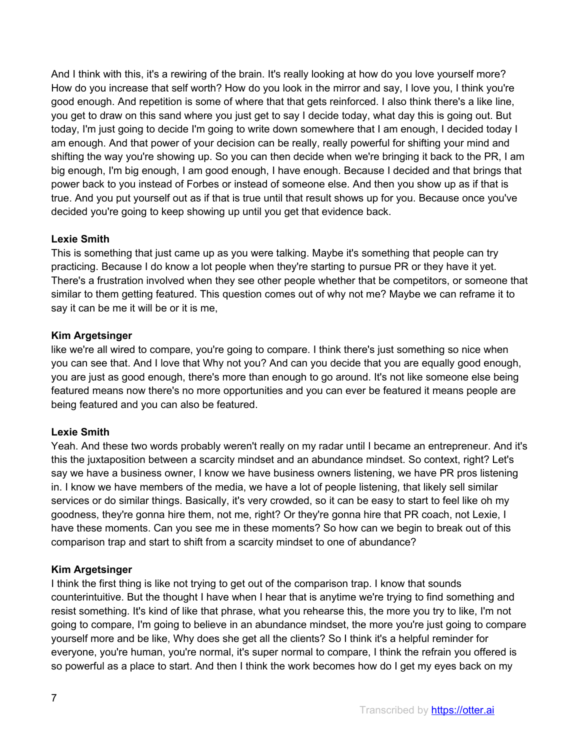And I think with this, it's a rewiring of the brain. It's really looking at how do you love yourself more? How do you increase that self worth? How do you look in the mirror and say, I love you, I think you're good enough. And repetition is some of where that that gets reinforced. I also think there's a like line, you get to draw on this sand where you just get to say I decide today, what day this is going out. But today, I'm just going to decide I'm going to write down somewhere that I am enough, I decided today I am enough. And that power of your decision can be really, really powerful for shifting your mind and shifting the way you're showing up. So you can then decide when we're bringing it back to the PR, I am big enough, I'm big enough, I am good enough, I have enough. Because I decided and that brings that power back to you instead of Forbes or instead of someone else. And then you show up as if that is true. And you put yourself out as if that is true until that result shows up for you. Because once you've decided you're going to keep showing up until you get that evidence back.

**Lexie Smith**
This is something that just came up as you were talking. Maybe it's something that people can try practicing. Because I do know a lot people when they're starting to pursue PR or they have it yet. There's a frustration involved when they see other people whether that be competitors, or someone that similar to them getting featured. This question comes out of why not me? Maybe we can reframe it to say it can be me it will be or it is me,

**Kim Argetsinger**
like we're all wired to compare, you're going to compare. I think there's just something so nice when you can see that. And I love that Why not you? And can you decide that you are equally good enough, you are just as good enough, there's more than enough to go around. It's not like someone else being featured means now there's no more opportunities and you can ever be featured it means people are being featured and you can also be featured.

**Lexie Smith**
Yeah. And these two words probably weren't really on my radar until I became an entrepreneur. And it's this the juxtaposition between a scarcity mindset and an abundance mindset. So context, right? Let's say we have a business owner, I know we have business owners listening, we have PR pros listening in. I know we have members of the media, we have a lot of people listening, that likely sell similar services or do similar things. Basically, it's very crowded, so it can be easy to start to feel like oh my goodness, they're gonna hire them, not me, right? Or they're gonna hire that PR coach, not Lexie, I have these moments. Can you see me in these moments? So how can we begin to break out of this comparison trap and start to shift from a scarcity mindset to one of abundance?

**Kim Argetsinger**
I think the first thing is like not trying to get out of the comparison trap. I know that sounds counterintuitive. But the thought I have when I hear that is anytime we're trying to find something and resist something. It's kind of like that phrase, what you rehearse this, the more you try to like, I'm not going to compare, I'm going to believe in an abundance mindset, the more you're just going to compare yourself more and be like, Why does she get all the clients? So I think it's a helpful reminder for everyone, you're human, you're normal, it's super normal to compare, I think the refrain you offered is so powerful as a place to start. And then I think the work becomes how do I get my eyes back on my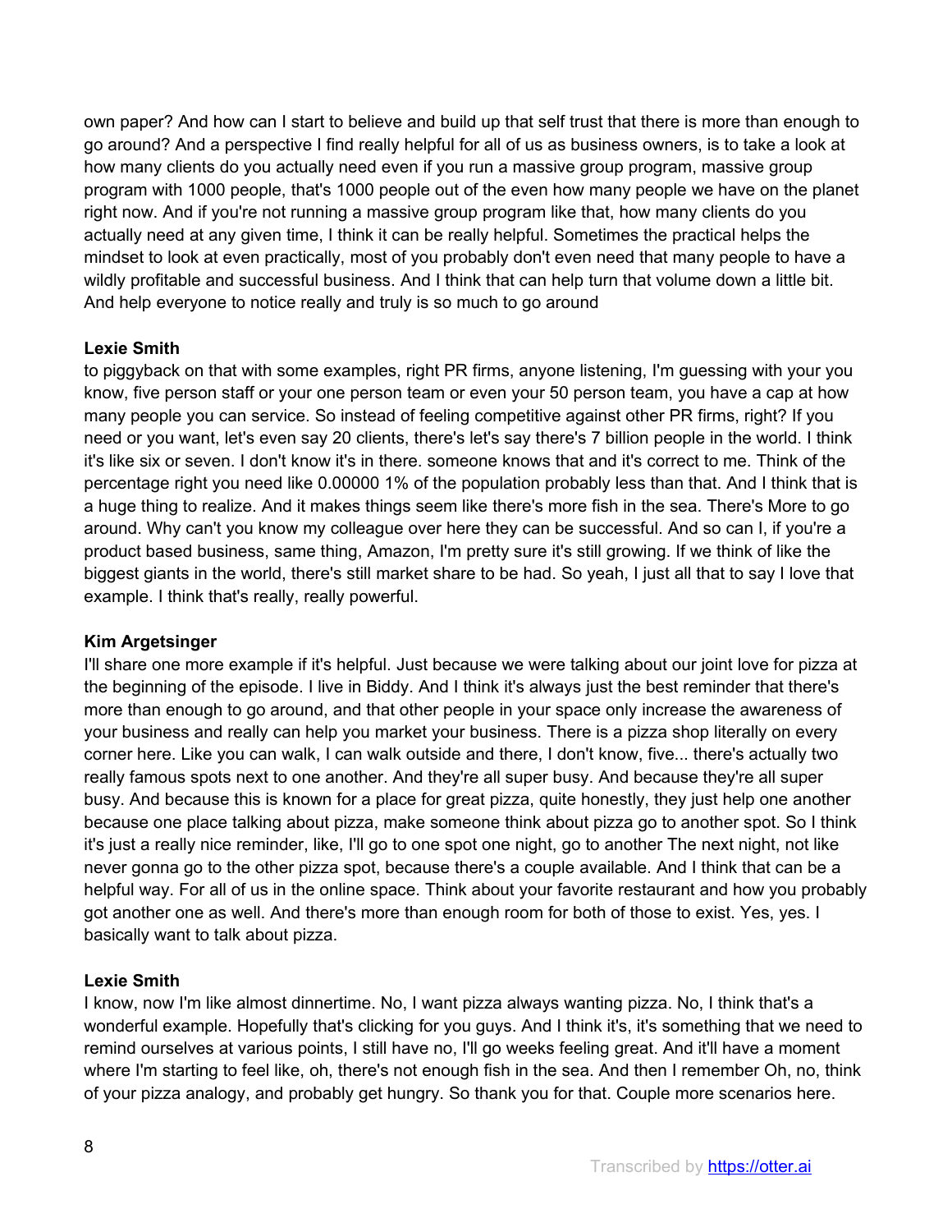own paper? And how can I start to believe and build up that self trust that there is more than enough to go around? And a perspective I find really helpful for all of us as business owners, is to take a look at how many clients do you actually need even if you run a massive group program, massive group program with 1000 people, that's 1000 people out of the even how many people we have on the planet right now. And if you're not running a massive group program like that, how many clients do you actually need at any given time, I think it can be really helpful. Sometimes the practical helps the mindset to look at even practically, most of you probably don't even need that many people to have a wildly profitable and successful business. And I think that can help turn that volume down a little bit. And help everyone to notice really and truly is so much to go around

**Lexie Smith**
to piggyback on that with some examples, right PR firms, anyone listening, I'm guessing with your you know, five person staff or your one person team or even your 50 person team, you have a cap at how many people you can service. So instead of feeling competitive against other PR firms, right? If you need or you want, let's even say 20 clients, there's let's say there's 7 billion people in the world. I think it's like six or seven. I don't know it's in there. someone knows that and it's correct to me. Think of the percentage right you need like 0.00000 1% of the population probably less than that. And I think that is a huge thing to realize. And it makes things seem like there's more fish in the sea. There's More to go around. Why can't you know my colleague over here they can be successful. And so can I, if you're a product based business, same thing, Amazon, I'm pretty sure it's still growing. If we think of like the biggest giants in the world, there's still market share to be had. So yeah, I just all that to say I love that example. I think that's really, really powerful.

**Kim Argetsinger**
I'll share one more example if it's helpful. Just because we were talking about our joint love for pizza at the beginning of the episode. I live in Biddy. And I think it's always just the best reminder that there's more than enough to go around, and that other people in your space only increase the awareness of your business and really can help you market your business. There is a pizza shop literally on every corner here. Like you can walk, I can walk outside and there, I don't know, five... there's actually two really famous spots next to one another. And they're all super busy. And because they're all super busy. And because this is known for a place for great pizza, quite honestly, they just help one another because one place talking about pizza, make someone think about pizza go to another spot. So I think it's just a really nice reminder, like, I'll go to one spot one night, go to another The next night, not like never gonna go to the other pizza spot, because there's a couple available. And I think that can be a helpful way. For all of us in the online space. Think about your favorite restaurant and how you probably got another one as well. And there's more than enough room for both of those to exist. Yes, yes. I basically want to talk about pizza.

**Lexie Smith**
I know, now I'm like almost dinnertime. No, I want pizza always wanting pizza. No, I think that's a wonderful example. Hopefully that's clicking for you guys. And I think it's, it's something that we need to remind ourselves at various points, I still have no, I'll go weeks feeling great. And it'll have a moment where I'm starting to feel like, oh, there's not enough fish in the sea. And then I remember Oh, no, think of your pizza analogy, and probably get hungry. So thank you for that. Couple more scenarios here.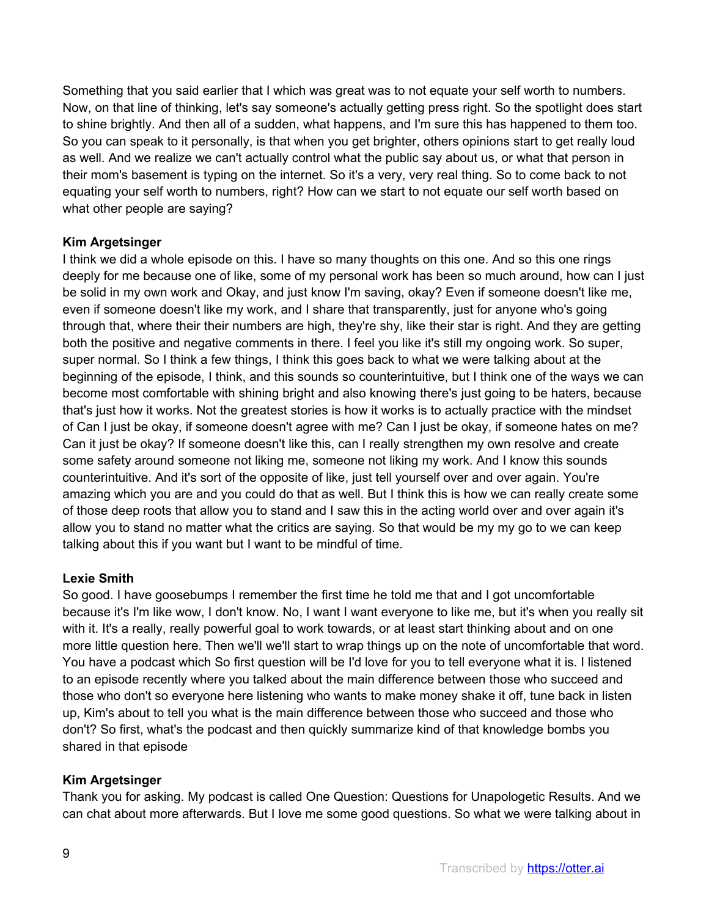Something that you said earlier that I which was great was to not equate your self worth to numbers. Now, on that line of thinking, let's say someone's actually getting press right. So the spotlight does start to shine brightly. And then all of a sudden, what happens, and I'm sure this has happened to them too. So you can speak to it personally, is that when you get brighter, others opinions start to get really loud as well. And we realize we can't actually control what the public say about us, or what that person in their mom's basement is typing on the internet. So it's a very, very real thing. So to come back to not equating your self worth to numbers, right? How can we start to not equate our self worth based on what other people are saying?

**Kim Argetsinger**

I think we did a whole episode on this. I have so many thoughts on this one. And so this one rings deeply for me because one of like, some of my personal work has been so much around, how can I just be solid in my own work and Okay, and just know I'm saving, okay? Even if someone doesn't like me, even if someone doesn't like my work, and I share that transparently, just for anyone who's going through that, where their their numbers are high, they're shy, like their star is right. And they are getting both the positive and negative comments in there. I feel you like it's still my ongoing work. So super, super normal. So I think a few things, I think this goes back to what we were talking about at the beginning of the episode, I think, and this sounds so counterintuitive, but I think one of the ways we can become most comfortable with shining bright and also knowing there's just going to be haters, because that's just how it works. Not the greatest stories is how it works is to actually practice with the mindset of Can I just be okay, if someone doesn't agree with me? Can I just be okay, if someone hates on me? Can it just be okay? If someone doesn't like this, can I really strengthen my own resolve and create some safety around someone not liking me, someone not liking my work. And I know this sounds counterintuitive. And it's sort of the opposite of like, just tell yourself over and over again. You're amazing which you are and you could do that as well. But I think this is how we can really create some of those deep roots that allow you to stand and I saw this in the acting world over and over again it's allow you to stand no matter what the critics are saying. So that would be my my go to we can keep talking about this if you want but I want to be mindful of time.

**Lexie Smith**

So good. I have goosebumps I remember the first time he told me that and I got uncomfortable because it's I'm like wow, I don't know. No, I want I want everyone to like me, but it's when you really sit with it. It's a really, really powerful goal to work towards, or at least start thinking about and on one more little question here. Then we'll we'll start to wrap things up on the note of uncomfortable that word. You have a podcast which So first question will be I'd love for you to tell everyone what it is. I listened to an episode recently where you talked about the main difference between those who succeed and those who don't so everyone here listening who wants to make money shake it off, tune back in listen up, Kim's about to tell you what is the main difference between those who succeed and those who don't? So first, what's the podcast and then quickly summarize kind of that knowledge bombs you shared in that episode

**Kim Argetsinger**

Thank you for asking. My podcast is called One Question: Questions for Unapologetic Results. And we can chat about more afterwards. But I love me some good questions. So what we were talking about in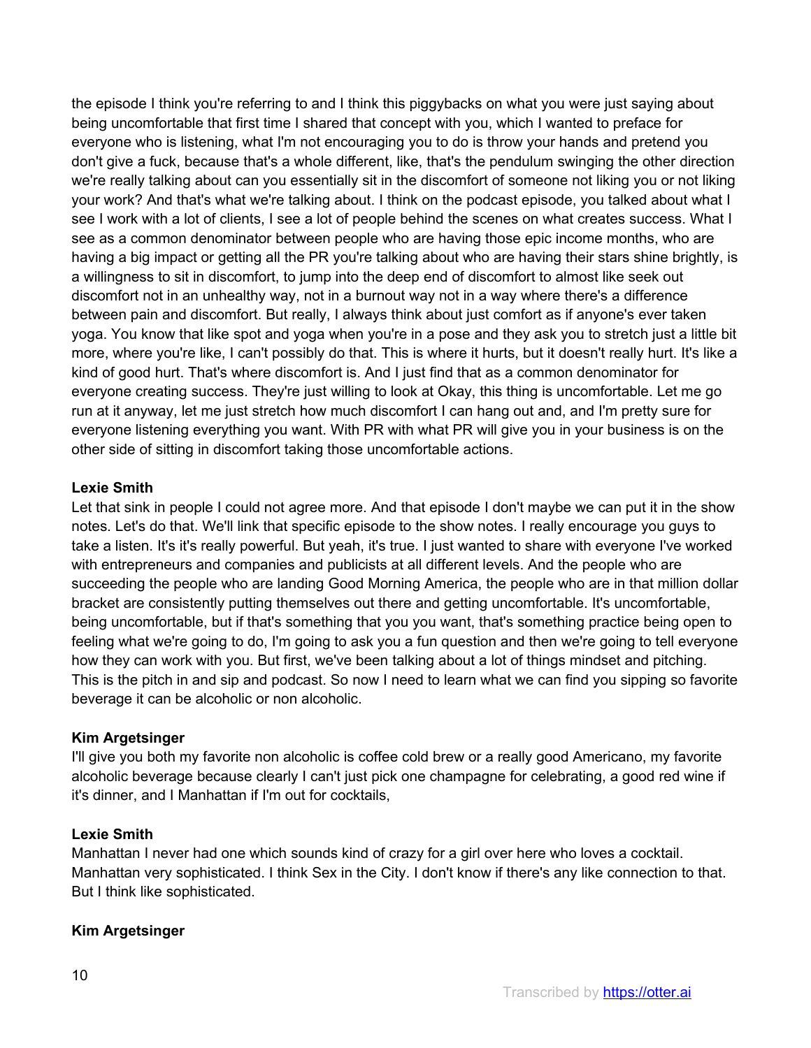the episode I think you're referring to and I think this piggybacks on what you were just saying about being uncomfortable that first time I shared that concept with you, which I wanted to preface for everyone who is listening, what I'm not encouraging you to do is throw your hands and pretend you don't give a fuck, because that's a whole different, like, that's the pendulum swinging the other direction we're really talking about can you essentially sit in the discomfort of someone not liking you or not liking your work? And that's what we're talking about. I think on the podcast episode, you talked about what I see I work with a lot of clients, I see a lot of people behind the scenes on what creates success. What I see as a common denominator between people who are having those epic income months, who are having a big impact or getting all the PR you're talking about who are having their stars shine brightly, is a willingness to sit in discomfort, to jump into the deep end of discomfort to almost like seek out discomfort not in an unhealthy way, not in a burnout way not in a way where there's a difference between pain and discomfort. But really, I always think about just comfort as if anyone's ever taken yoga. You know that like spot and yoga when you're in a pose and they ask you to stretch just a little bit more, where you're like, I can't possibly do that. This is where it hurts, but it doesn't really hurt. It's like a kind of good hurt. That's where discomfort is. And I just find that as a common denominator for everyone creating success. They're just willing to look at Okay, this thing is uncomfortable. Let me go run at it anyway, let me just stretch how much discomfort I can hang out and, and I'm pretty sure for everyone listening everything you want. With PR with what PR will give you in your business is on the other side of sitting in discomfort taking those uncomfortable actions.

**Lexie Smith**
Let that sink in people I could not agree more. And that episode I don't maybe we can put it in the show notes. Let's do that. We'll link that specific episode to the show notes. I really encourage you guys to take a listen. It's it's really powerful. But yeah, it's true. I just wanted to share with everyone I've worked with entrepreneurs and companies and publicists at all different levels. And the people who are succeeding the people who are landing Good Morning America, the people who are in that million dollar bracket are consistently putting themselves out there and getting uncomfortable. It's uncomfortable, being uncomfortable, but if that's something that you you want, that's something practice being open to feeling what we're going to do, I'm going to ask you a fun question and then we're going to tell everyone how they can work with you. But first, we've been talking about a lot of things mindset and pitching. This is the pitch in and sip and podcast. So now I need to learn what we can find you sipping so favorite beverage it can be alcoholic or non alcoholic.

**Kim Argetsinger**
I'll give you both my favorite non alcoholic is coffee cold brew or a really good Americano, my favorite alcoholic beverage because clearly I can't just pick one champagne for celebrating, a good red wine if it's dinner, and I Manhattan if I'm out for cocktails,

**Lexie Smith**
Manhattan I never had one which sounds kind of crazy for a girl over here who loves a cocktail. Manhattan very sophisticated. I think Sex in the City. I don't know if there's any like connection to that. But I think like sophisticated.

**Kim Argetsinger**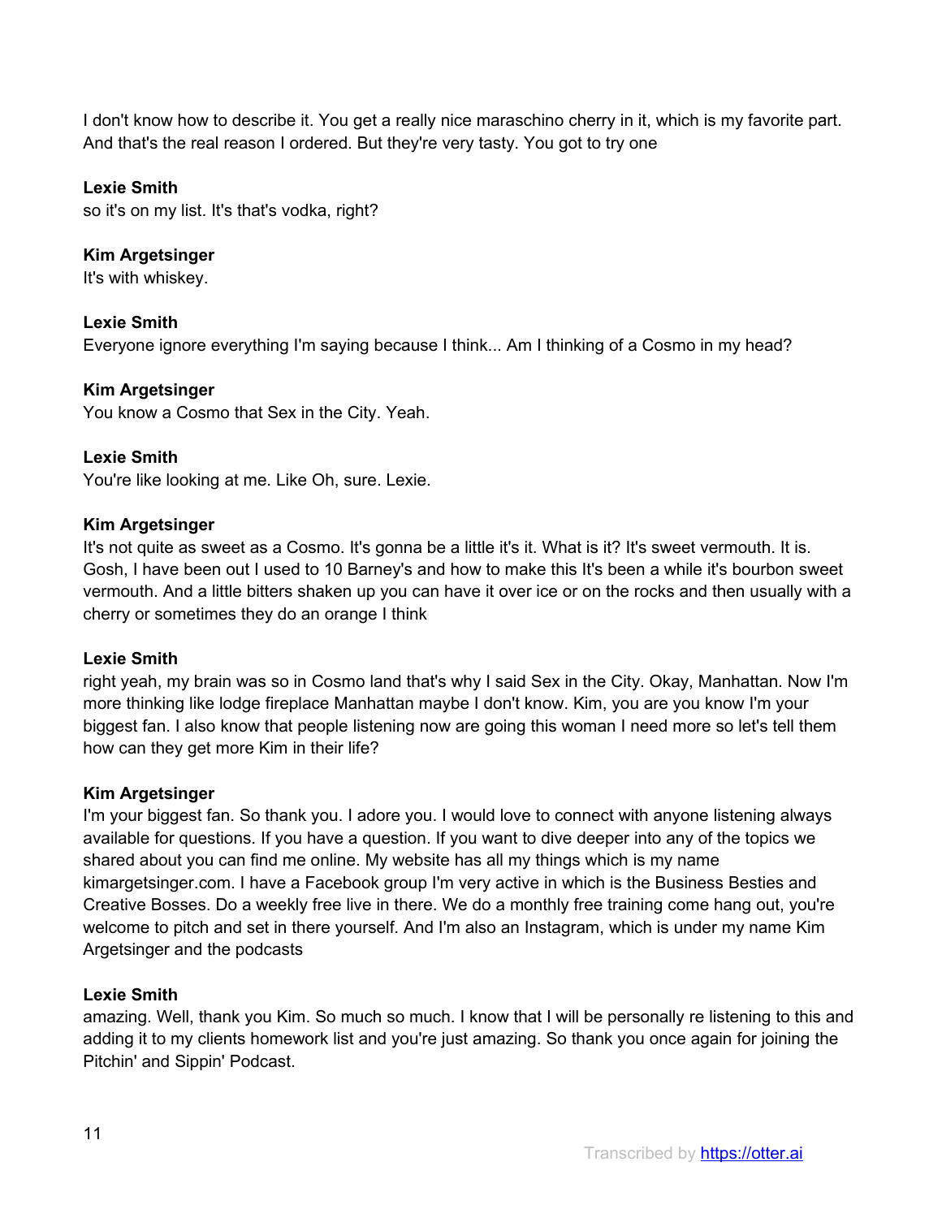I don't know how to describe it. You get a really nice maraschino cherry in it, which is my favorite part. And that's the real reason I ordered. But they're very tasty. You got to try one

**Lexie Smith**
so it's on my list. It's that's vodka, right?

**Kim Argetsinger**
It's with whiskey.

**Lexie Smith**
Everyone ignore everything I'm saying because I think... Am I thinking of a Cosmo in my head?

**Kim Argetsinger**
You know a Cosmo that Sex in the City. Yeah.

**Lexie Smith**
You're like looking at me. Like Oh, sure. Lexie.

**Kim Argetsinger**
It's not quite as sweet as a Cosmo. It's gonna be a little it's it. What is it? It's sweet vermouth. It is. Gosh, I have been out I used to 10 Barney's and how to make this It's been a while it's bourbon sweet vermouth. And a little bitters shaken up you can have it over ice or on the rocks and then usually with a cherry or sometimes they do an orange I think

**Lexie Smith**
right yeah, my brain was so in Cosmo land that's why I said Sex in the City. Okay, Manhattan. Now I'm more thinking like lodge fireplace Manhattan maybe I don't know. Kim, you are you know I'm your biggest fan. I also know that people listening now are going this woman I need more so let's tell them how can they get more Kim in their life?

**Kim Argetsinger**
I'm your biggest fan. So thank you. I adore you. I would love to connect with anyone listening always available for questions. If you have a question. If you want to dive deeper into any of the topics we shared about you can find me online. My website has all my things which is my name kimargetsinger.com. I have a Facebook group I'm very active in which is the Business Besties and Creative Bosses. Do a weekly free live in there. We do a monthly free training come hang out, you're welcome to pitch and set in there yourself. And I'm also an Instagram, which is under my name Kim Argetsinger and the podcasts

**Lexie Smith**
amazing. Well, thank you Kim. So much so much. I know that I will be personally re listening to this and adding it to my clients homework list and you're just amazing. So thank you once again for joining the Pitchin' and Sippin' Podcast.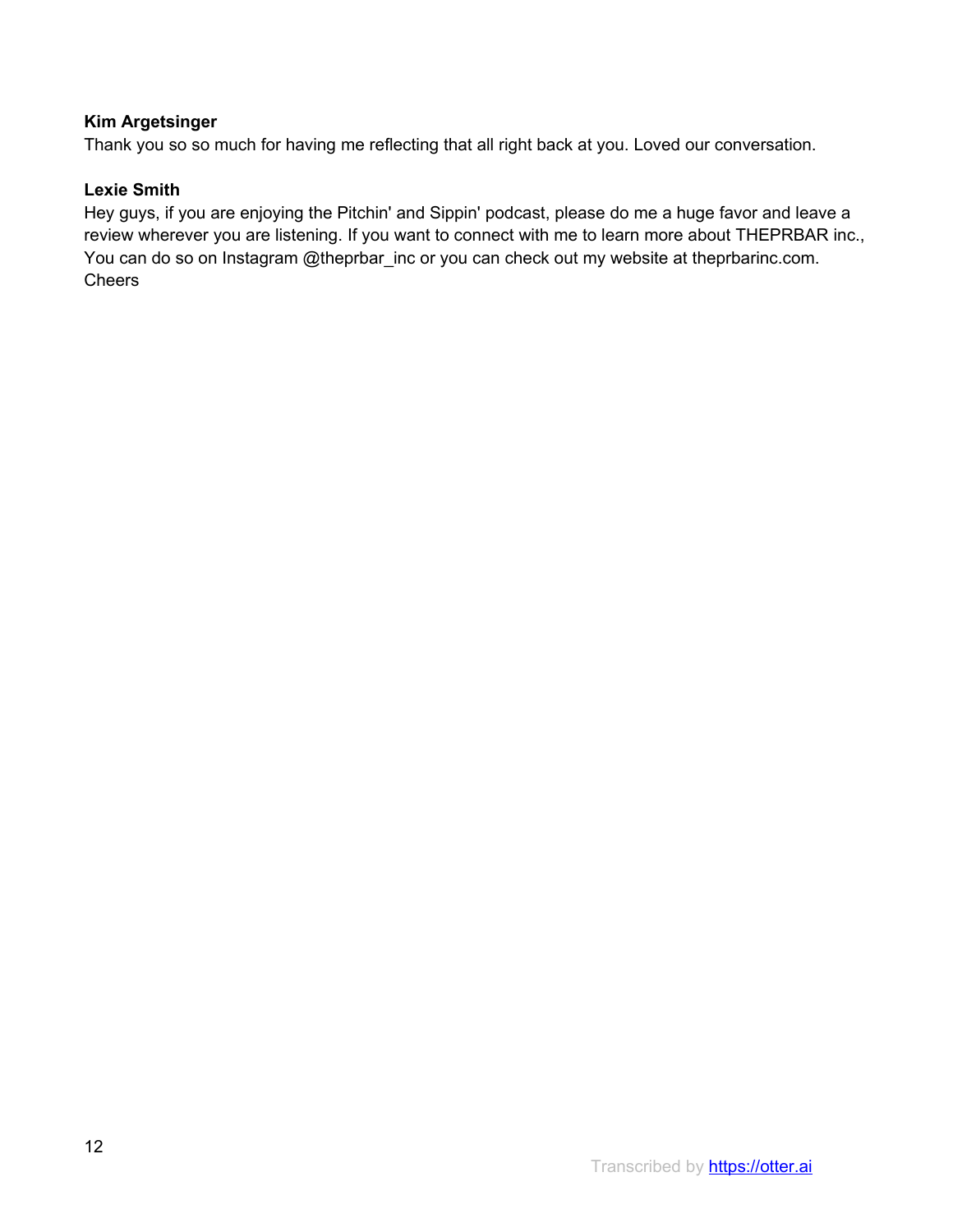**Kim Argetsinger**
Thank you so so much for having me reflecting that all right back at you. Loved our conversation.

**Lexie Smith**
Hey guys, if you are enjoying the Pitchin' and Sippin' podcast, please do me a huge favor and leave a review wherever you are listening. If you want to connect with me to learn more about THEPRBAR inc., You can do so on Instagram @theprbar_inc or you can check out my website at theprbarinc.com. Cheers